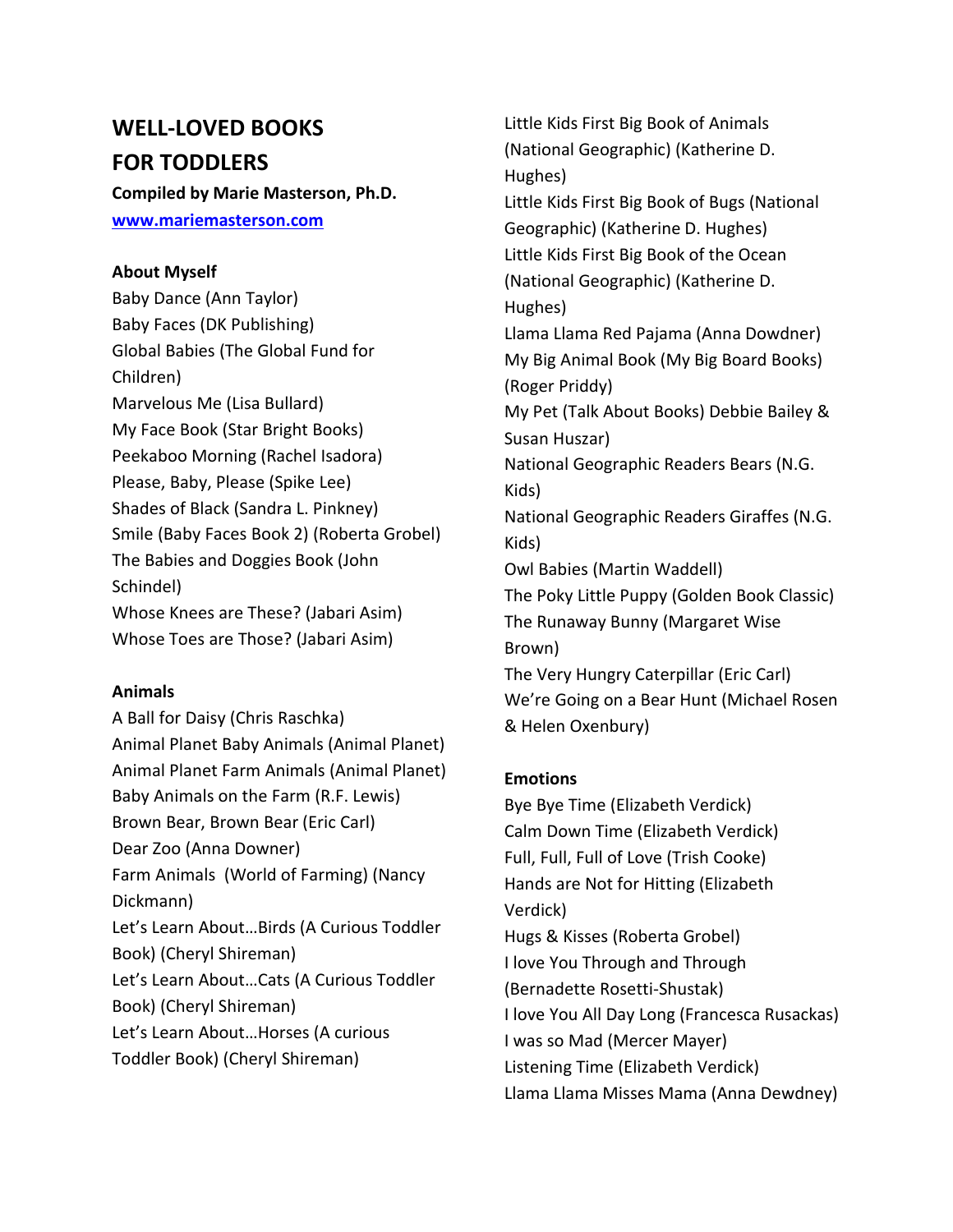# WELL-LOVED BOOKS FOR TODDLERS

**Compiled by Marie Masterson, Ph.D.**

**www.mariemasterson.com**

### About Myself

Baby Dance (Ann Taylor)
Baby Faces (DK Publishing)
Global Babies (The Global Fund for Children)
Marvelous Me (Lisa Bullard)
My Face Book (Star Bright Books)
Peekaboo Morning (Rachel Isadora)
Please, Baby, Please (Spike Lee)
Shades of Black (Sandra L. Pinkney)
Smile (Baby Faces Book 2) (Roberta Grobel)
The Babies and Doggies Book (John Schindel)
Whose Knees are These? (Jabari Asim)
Whose Toes are Those? (Jabari Asim)

### Animals

A Ball for Daisy (Chris Raschka)
Animal Planet Baby Animals (Animal Planet)
Animal Planet Farm Animals (Animal Planet)
Baby Animals on the Farm (R.F. Lewis)
Brown Bear, Brown Bear (Eric Carl)
Dear Zoo (Anna Downer)
Farm Animals (World of Farming) (Nancy Dickmann)
Let's Learn About…Birds (A Curious Toddler Book) (Cheryl Shireman)
Let's Learn About…Cats (A Curious Toddler Book) (Cheryl Shireman)
Let's Learn About…Horses (A curious Toddler Book) (Cheryl Shireman)
Little Kids First Big Book of Animals (National Geographic) (Katherine D. Hughes)
Little Kids First Big Book of Bugs (National Geographic) (Katherine D. Hughes)
Little Kids First Big Book of the Ocean (National Geographic) (Katherine D. Hughes)
Llama Llama Red Pajama (Anna Dowdner)
My Big Animal Book (My Big Board Books) (Roger Priddy)
My Pet (Talk About Books) Debbie Bailey & Susan Huszar)
National Geographic Readers Bears (N.G. Kids)
National Geographic Readers Giraffes (N.G. Kids)
Owl Babies (Martin Waddell)
The Poky Little Puppy (Golden Book Classic)
The Runaway Bunny (Margaret Wise Brown)
The Very Hungry Caterpillar (Eric Carl)
We're Going on a Bear Hunt (Michael Rosen & Helen Oxenbury)

### Emotions

Bye Bye Time (Elizabeth Verdick)
Calm Down Time (Elizabeth Verdick)
Full, Full, Full of Love (Trish Cooke)
Hands are Not for Hitting (Elizabeth Verdick)
Hugs & Kisses (Roberta Grobel)
I love You Through and Through (Bernadette Rosetti-Shustak)
I love You All Day Long (Francesca Rusackas)
I was so Mad (Mercer Mayer)
Listening Time (Elizabeth Verdick)
Llama Llama Misses Mama (Anna Dewdney)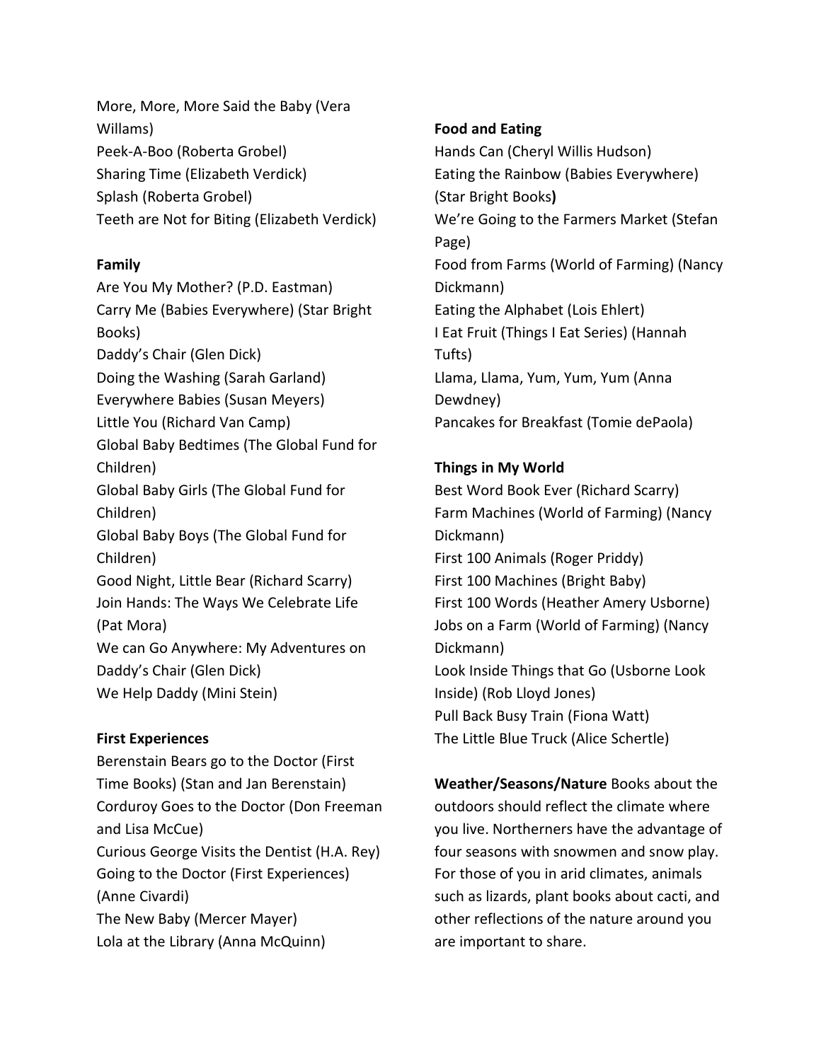More, More, More Said the Baby (Vera Willams)
Peek-A-Boo (Roberta Grobel)
Sharing Time (Elizabeth Verdick)
Splash (Roberta Grobel)
Teeth are Not for Biting (Elizabeth Verdick)

**Family**

Are You My Mother? (P.D. Eastman)
Carry Me (Babies Everywhere) (Star Bright Books)
Daddy's Chair (Glen Dick)
Doing the Washing (Sarah Garland)
Everywhere Babies (Susan Meyers)
Little You (Richard Van Camp)
Global Baby Bedtimes (The Global Fund for Children)
Global Baby Girls (The Global Fund for Children)
Global Baby Boys (The Global Fund for Children)
Good Night, Little Bear (Richard Scarry)
Join Hands: The Ways We Celebrate Life (Pat Mora)
We can Go Anywhere: My Adventures on Daddy's Chair (Glen Dick)
We Help Daddy (Mini Stein)

**First Experiences**

Berenstain Bears go to the Doctor (First Time Books) (Stan and Jan Berenstain)
Corduroy Goes to the Doctor (Don Freeman and Lisa McCue)
Curious George Visits the Dentist (H.A. Rey)
Going to the Doctor (First Experiences) (Anne Civardi)
The New Baby (Mercer Mayer)
Lola at the Library (Anna McQuinn)

**Food and Eating**

Hands Can (Cheryl Willis Hudson)
Eating the Rainbow (Babies Everywhere) (Star Bright Books)
We're Going to the Farmers Market (Stefan Page)
Food from Farms (World of Farming) (Nancy Dickmann)
Eating the Alphabet (Lois Ehlert)
I Eat Fruit (Things I Eat Series) (Hannah Tufts)
Llama, Llama, Yum, Yum, Yum (Anna Dewdney)
Pancakes for Breakfast (Tomie dePaola)

**Things in My World**

Best Word Book Ever (Richard Scarry)
Farm Machines (World of Farming) (Nancy Dickmann)
First 100 Animals (Roger Priddy)
First 100 Machines (Bright Baby)
First 100 Words (Heather Amery Usborne)
Jobs on a Farm (World of Farming) (Nancy Dickmann)
Look Inside Things that Go (Usborne Look Inside) (Rob Lloyd Jones)
Pull Back Busy Train (Fiona Watt)
The Little Blue Truck (Alice Schertle)

**Weather/Seasons/Nature** Books about the outdoors should reflect the climate where you live. Northerners have the advantage of four seasons with snowmen and snow play. For those of you in arid climates, animals such as lizards, plant books about cacti, and other reflections of the nature around you are important to share.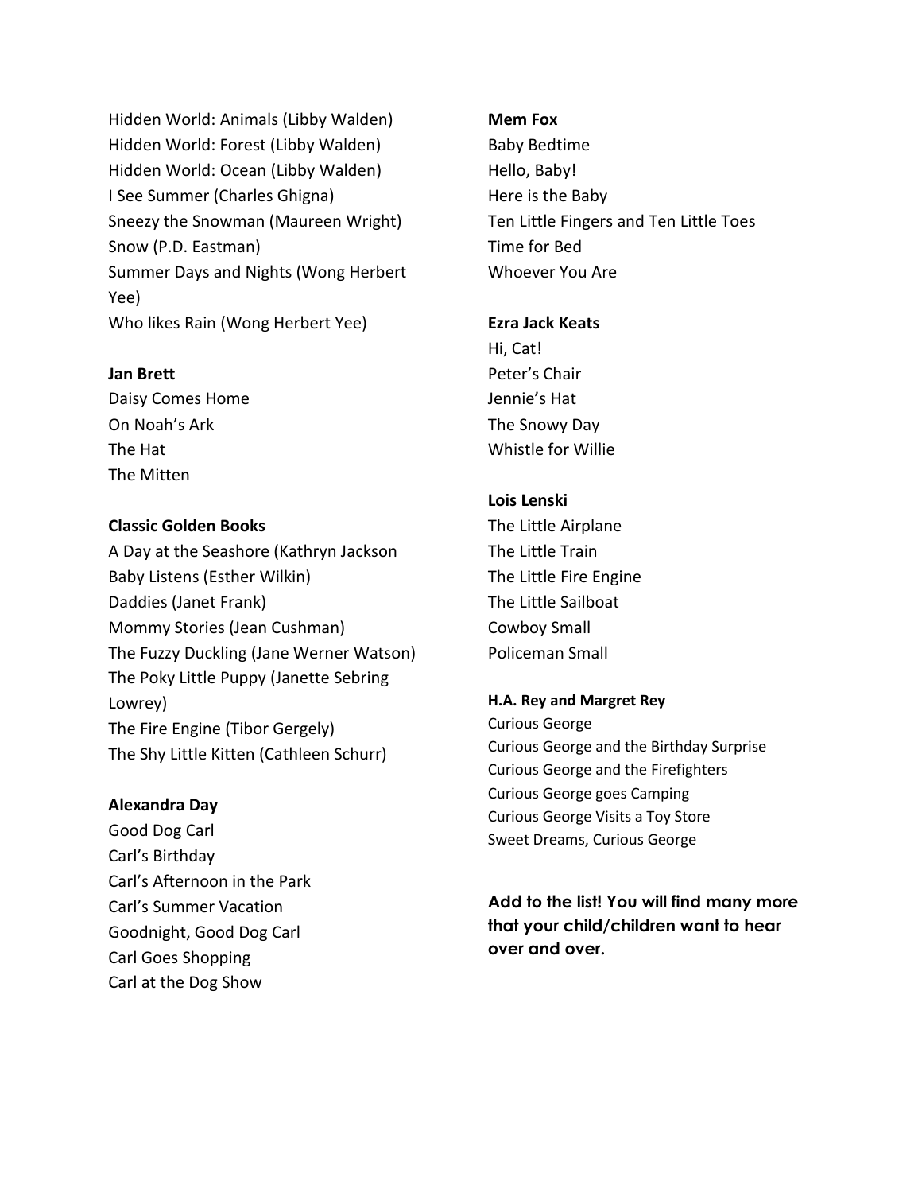Hidden World: Animals (Libby Walden)
Hidden World: Forest (Libby Walden)
Hidden World: Ocean (Libby Walden)
I See Summer (Charles Ghigna)
Sneezy the Snowman (Maureen Wright)
Snow (P.D. Eastman)
Summer Days and Nights (Wong Herbert Yee)
Who likes Rain (Wong Herbert Yee)

**Jan Brett**

Daisy Comes Home
On Noah's Ark
The Hat
The Mitten

**Classic Golden Books**

A Day at the Seashore (Kathryn Jackson
Baby Listens (Esther Wilkin)
Daddies (Janet Frank)
Mommy Stories (Jean Cushman)
The Fuzzy Duckling (Jane Werner Watson)
The Poky Little Puppy (Janette Sebring Lowrey)
The Fire Engine (Tibor Gergely)
The Shy Little Kitten (Cathleen Schurr)

**Alexandra Day**

Good Dog Carl
Carl's Birthday
Carl's Afternoon in the Park
Carl's Summer Vacation
Goodnight, Good Dog Carl
Carl Goes Shopping
Carl at the Dog Show

**Mem Fox**

Baby Bedtime
Hello, Baby!
Here is the Baby
Ten Little Fingers and Ten Little Toes
Time for Bed
Whoever You Are

**Ezra Jack Keats**

Hi, Cat!
Peter's Chair
Jennie's Hat
The Snowy Day
Whistle for Willie

**Lois Lenski**

The Little Airplane
The Little Train
The Little Fire Engine
The Little Sailboat
Cowboy Small
Policeman Small

**H.A. Rey and Margret Rey**

Curious George
Curious George and the Birthday Surprise
Curious George and the Firefighters
Curious George goes Camping
Curious George Visits a Toy Store
Sweet Dreams, Curious George

**Add to the list! You will find many more that your child/children want to hear over and over.**